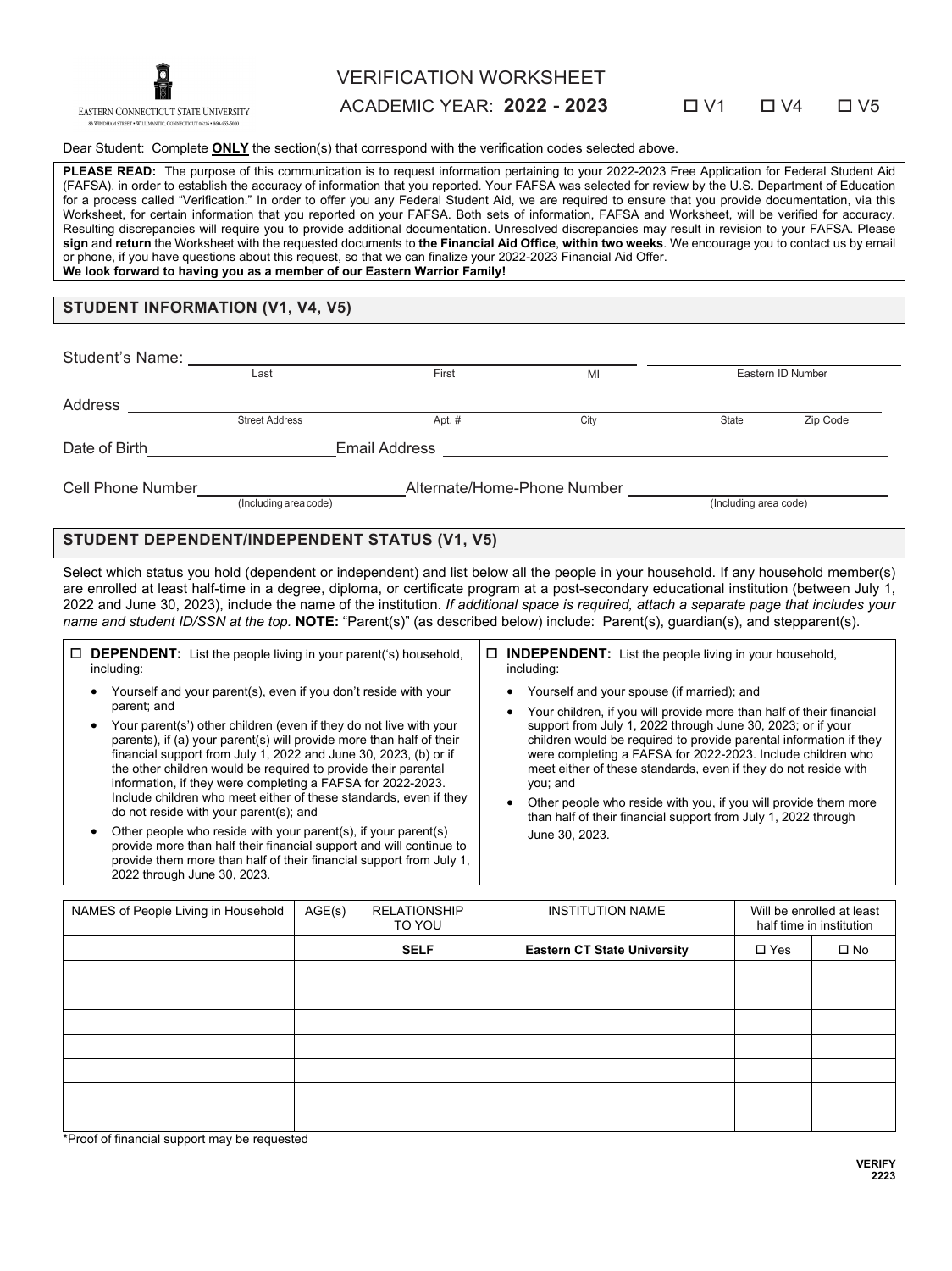Eastern Connecticut State University
83 Windham Street • Willimantic, Connecticut 06226 • 860-465-5000

# VERIFICATION WORKSHEET

ACADEMIC YEAR: **2022 - 2023** ☐ V1 ☐ V4 ☐ V5

Dear Student: Complete **ONLY** the section(s) that correspond with the verification codes selected above.

**PLEASE READ:** The purpose of this communication is to request information pertaining to your 2022-2023 Free Application for Federal Student Aid (FAFSA), in order to establish the accuracy of information that you reported. Your FAFSA was selected for review by the U.S. Department of Education for a process called "Verification." In order to offer you any Federal Student Aid, we are required to ensure that you provide documentation, via this Worksheet, for certain information that you reported on your FAFSA. Both sets of information, FAFSA and Worksheet, will be verified for accuracy. Resulting discrepancies will require you to provide additional documentation. Unresolved discrepancies may result in revision to your FAFSA. Please **sign** and **return** the Worksheet with the requested documents to **the Financial Aid Office**, **within two weeks**. We encourage you to contact us by email or phone, if you have questions about this request, so that we can finalize your 2022-2023 Financial Aid Offer.
**We look forward to having you as a member of our Eastern Warrior Family!**

## STUDENT INFORMATION (V1, V4, V5)

Student's Name: ______________________ ______________________ ______ ______________________
Last First MI Eastern ID Number

Address ______________________ ______ ______________________ ______ ______________
Street Address Apt. # City State Zip Code

Date of Birth ______________________ Email Address ______________________

Cell Phone Number ______________________ Alternate/Home-Phone Number ______________________
(Including area code) (Including area code)

## STUDENT DEPENDENT/INDEPENDENT STATUS (V1, V5)

Select which status you hold (dependent or independent) and list below all the people in your household. If any household member(s) are enrolled at least half-time in a degree, diploma, or certificate program at a post-secondary educational institution (between July 1, 2022 and June 30, 2023), include the name of the institution. *If additional space is required, attach a separate page that includes your name and student ID/SSN at the top.* **NOTE:** "Parent(s)" (as described below) include: Parent(s), guardian(s), and stepparent(s).

☐ **DEPENDENT:** List the people living in your parent('s) household, including:

- Yourself and your parent(s), even if you don't reside with your parent; and
- Your parent(s') other children (even if they do not live with your parents), if (a) your parent(s) will provide more than half of their financial support from July 1, 2022 and June 30, 2023, (b) or if the other children would be required to provide their parental information, if they were completing a FAFSA for 2022-2023. Include children who meet either of these standards, even if they do not reside with your parent(s); and
- Other people who reside with your parent(s), if your parent(s) provide more than half their financial support and will continue to provide them more than half of their financial support from July 1, 2022 through June 30, 2023.

☐ **INDEPENDENT:** List the people living in your household, including:

- Yourself and your spouse (if married); and
- Your children, if you will provide more than half of their financial support from July 1, 2022 through June 30, 2023; or if your children would be required to provide parental information if they were completing a FAFSA for 2022-2023. Include children who meet either of these standards, even if they do not reside with you; and
- Other people who reside with you, if you will provide them more than half of their financial support from July 1, 2022 through June 30, 2023.

| NAMES of People Living in Household | AGE(s) | RELATIONSHIP TO YOU | INSTITUTION NAME | Will be enrolled at least half time in institution | |
|---|---|---|---|---|---|
| | | **SELF** | **Eastern CT State University** | ☐ Yes | ☐ No |
| | | | | | |
| | | | | | |
| | | | | | |
| | | | | | |
| | | | | | |
| | | | | | |
| | | | | | |

*Proof of financial support may be requested

VERIFY 2223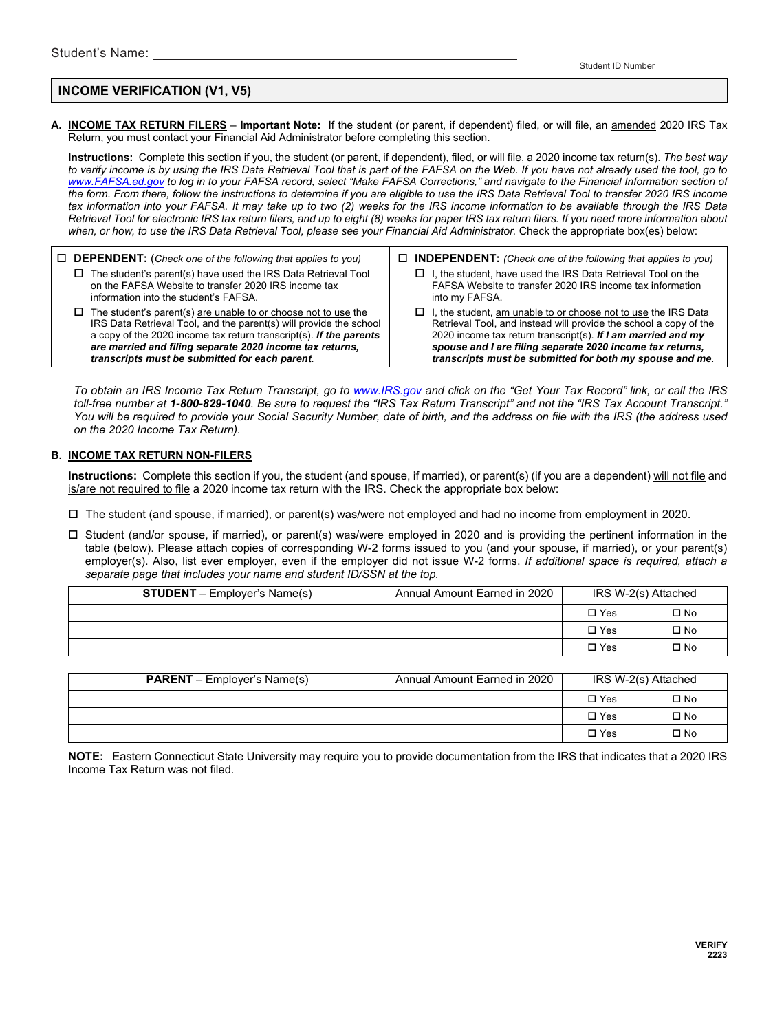Student's Name: ______________________________ ______________________
Student ID Number

## INCOME VERIFICATION (V1, V5)

**A. <u>INCOME TAX RETURN FILERS</u>** – **Important Note:** If the student (or parent, if dependent) filed, or will file, an <u>amended</u> 2020 IRS Tax Return, you must contact your Financial Aid Administrator before completing this section.

**Instructions:** Complete this section if you, the student (or parent, if dependent), filed, or will file, a 2020 income tax return(s). *The best way to verify income is by using the IRS Data Retrieval Tool that is part of the FAFSA on the Web. If you have not already used the tool, go to www.FAFSA.ed.gov to log in to your FAFSA record, select "Make FAFSA Corrections," and navigate to the Financial Information section of the form. From there, follow the instructions to determine if you are eligible to use the IRS Data Retrieval Tool to transfer 2020 IRS income tax information into your FAFSA. It may take up to two (2) weeks for the IRS income information to be available through the IRS Data Retrieval Tool for electronic IRS tax return filers, and up to eight (8) weeks for paper IRS tax return filers. If you need more information about when, or how, to use the IRS Data Retrieval Tool, please see your Financial Aid Administrator.* Check the appropriate box(es) below:

| ☐ **DEPENDENT:** (*Check one of the following that applies to you*) | ☐ **INDEPENDENT:** (*Check one of the following that applies to you*) |
|---|---|
| ☐ The student's parent(s) <u>have used</u> the IRS Data Retrieval Tool on the FAFSA Website to transfer 2020 IRS income tax information into the student's FAFSA. | ☐ I, the student, <u>have used</u> the IRS Data Retrieval Tool on the FAFSA Website to transfer 2020 IRS income tax information into my FAFSA. |
| ☐ The student's parent(s) <u>are unable to or choose not to use</u> the IRS Data Retrieval Tool, and the parent(s) will provide the school a copy of the 2020 income tax return transcript(s). ***If the parents are married and filing separate 2020 income tax returns, transcripts must be submitted for each parent.*** | ☐ I, the student, <u>am unable to or choose not to use</u> the IRS Data Retrieval Tool, and instead will provide the school a copy of the 2020 income tax return transcript(s). ***If I am married and my spouse and I are filing separate 2020 income tax returns, transcripts must be submitted for both my spouse and me.*** |

*To obtain an IRS Income Tax Return Transcript, go to www.IRS.gov and click on the "Get Your Tax Record" link, or call the IRS toll-free number at **1-800-829-1040**. Be sure to request the "IRS Tax Return Transcript" and not the "IRS Tax Account Transcript." You will be required to provide your Social Security Number, date of birth, and the address on file with the IRS (the address used on the 2020 Income Tax Return).*

**B. <u>INCOME TAX RETURN NON-FILERS</u>**

**Instructions:** Complete this section if you, the student (and spouse, if married), or parent(s) (if you are a dependent) <u>will not file</u> and <u>is/are not required to file</u> a 2020 income tax return with the IRS. Check the appropriate box below:

☐ The student (and spouse, if married), or parent(s) was/were not employed and had no income from employment in 2020.

☐ Student (and/or spouse, if married), or parent(s) was/were employed in 2020 and is providing the pertinent information in the table (below). Please attach copies of corresponding W-2 forms issued to you (and your spouse, if married), or your parent(s) employer(s). Also, list ever employer, even if the employer did not issue W-2 forms. *If additional space is required, attach a separate page that includes your name and student ID/SSN at the top.*

| **STUDENT** – Employer's Name(s) | Annual Amount Earned in 2020 | IRS W-2(s) Attached | |
|---|---|---|---|
| | | ☐ Yes | ☐ No |
| | | ☐ Yes | ☐ No |
| | | ☐ Yes | ☐ No |

| **PARENT** – Employer's Name(s) | Annual Amount Earned in 2020 | IRS W-2(s) Attached | |
|---|---|---|---|
| | | ☐ Yes | ☐ No |
| | | ☐ Yes | ☐ No |
| | | ☐ Yes | ☐ No |

**NOTE:** Eastern Connecticut State University may require you to provide documentation from the IRS that indicates that a 2020 IRS Income Tax Return was not filed.

**VERIFY 2223**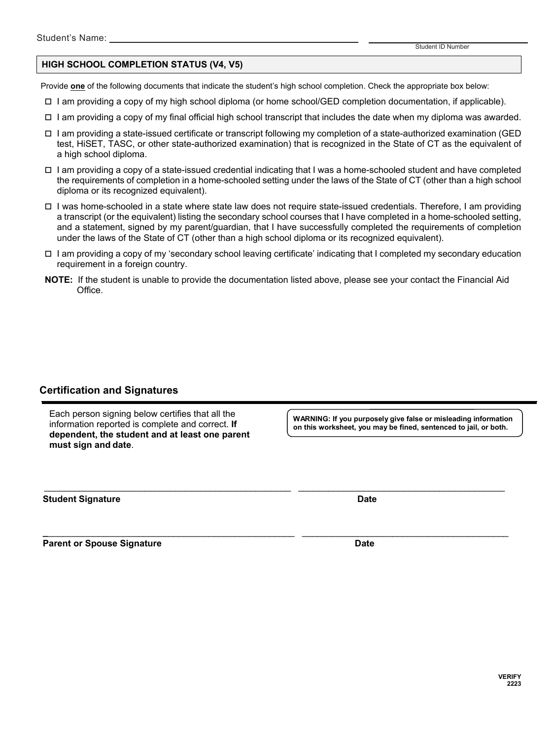Student's Name: ______________________________ ______________________________
Student ID Number

**HIGH SCHOOL COMPLETION STATUS (V4, V5)**

Provide **one** of the following documents that indicate the student's high school completion. Check the appropriate box below:

- ☐ I am providing a copy of my high school diploma (or home school/GED completion documentation, if applicable).
- ☐ I am providing a copy of my final official high school transcript that includes the date when my diploma was awarded.
- ☐ I am providing a state-issued certificate or transcript following my completion of a state-authorized examination (GED test, HiSET, TASC, or other state-authorized examination) that is recognized in the State of CT as the equivalent of a high school diploma.
- ☐ I am providing a copy of a state-issued credential indicating that I was a home-schooled student and have completed the requirements of completion in a home-schooled setting under the laws of the State of CT (other than a high school diploma or its recognized equivalent).
- ☐ I was home-schooled in a state where state law does not require state-issued credentials. Therefore, I am providing a transcript (or the equivalent) listing the secondary school courses that I have completed in a home-schooled setting, and a statement, signed by my parent/guardian, that I have successfully completed the requirements of completion under the laws of the State of CT (other than a high school diploma or its recognized equivalent).
- ☐ I am providing a copy of my 'secondary school leaving certificate' indicating that I completed my secondary education requirement in a foreign country.

**NOTE:** If the student is unable to provide the documentation listed above, please see your contact the Financial Aid Office.

## Certification and Signatures

Each person signing below certifies that all the information reported is complete and correct. **If dependent, the student and at least one parent must sign and date**.

**WARNING: If you purposely give false or misleading information on this worksheet, you may be fined, sentenced to jail, or both.**

______________________________ ______________________________
**Student Signature** **Date**

______________________________ ______________________________
**Parent or Spouse Signature** **Date**

**VERIFY 2223**